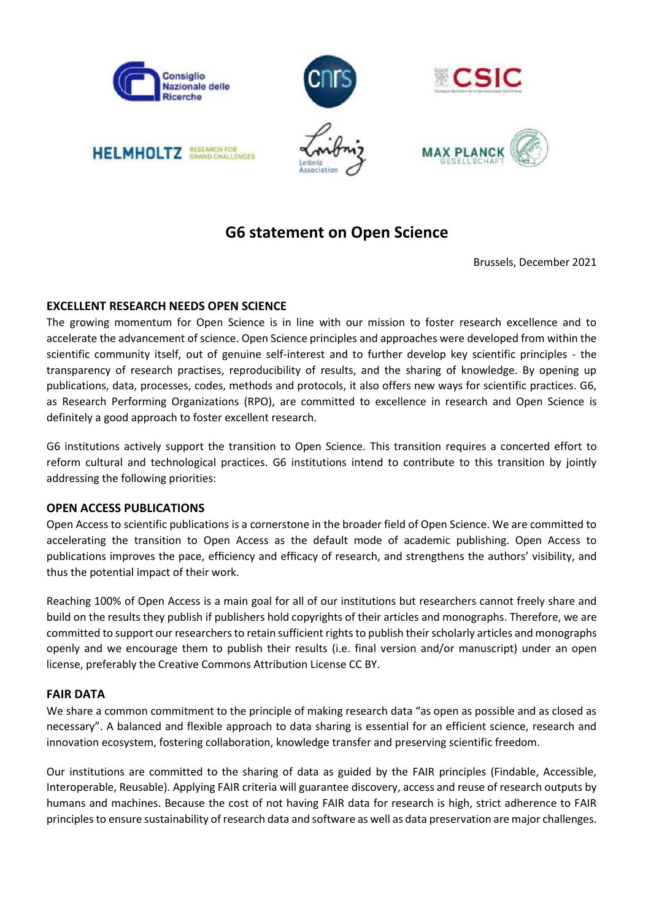# G6 statement on Open Science

Brussels, December 2021

## EXCELLENT RESEARCH NEEDS OPEN SCIENCE

The growing momentum for Open Science is in line with our mission to foster research excellence and to accelerate the advancement of science. Open Science principles and approaches were developed from within the scientific community itself, out of genuine self-interest and to further develop key scientific principles - the transparency of research practises, reproducibility of results, and the sharing of knowledge. By opening up publications, data, processes, codes, methods and protocols, it also offers new ways for scientific practices. G6, as Research Performing Organizations (RPO), are committed to excellence in research and Open Science is definitely a good approach to foster excellent research.

G6 institutions actively support the transition to Open Science. This transition requires a concerted effort to reform cultural and technological practices. G6 institutions intend to contribute to this transition by jointly addressing the following priorities:

## OPEN ACCESS PUBLICATIONS

Open Access to scientific publications is a cornerstone in the broader field of Open Science. We are committed to accelerating the transition to Open Access as the default mode of academic publishing. Open Access to publications improves the pace, efficiency and efficacy of research, and strengthens the authors' visibility, and thus the potential impact of their work.

Reaching 100% of Open Access is a main goal for all of our institutions but researchers cannot freely share and build on the results they publish if publishers hold copyrights of their articles and monographs. Therefore, we are committed to support our researchers to retain sufficient rights to publish their scholarly articles and monographs openly and we encourage them to publish their results (i.e. final version and/or manuscript) under an open license, preferably the Creative Commons Attribution License CC BY.

## FAIR DATA

We share a common commitment to the principle of making research data "as open as possible and as closed as necessary". A balanced and flexible approach to data sharing is essential for an efficient science, research and innovation ecosystem, fostering collaboration, knowledge transfer and preserving scientific freedom.

Our institutions are committed to the sharing of data as guided by the FAIR principles (Findable, Accessible, Interoperable, Reusable). Applying FAIR criteria will guarantee discovery, access and reuse of research outputs by humans and machines. Because the cost of not having FAIR data for research is high, strict adherence to FAIR principles to ensure sustainability of research data and software as well as data preservation are major challenges.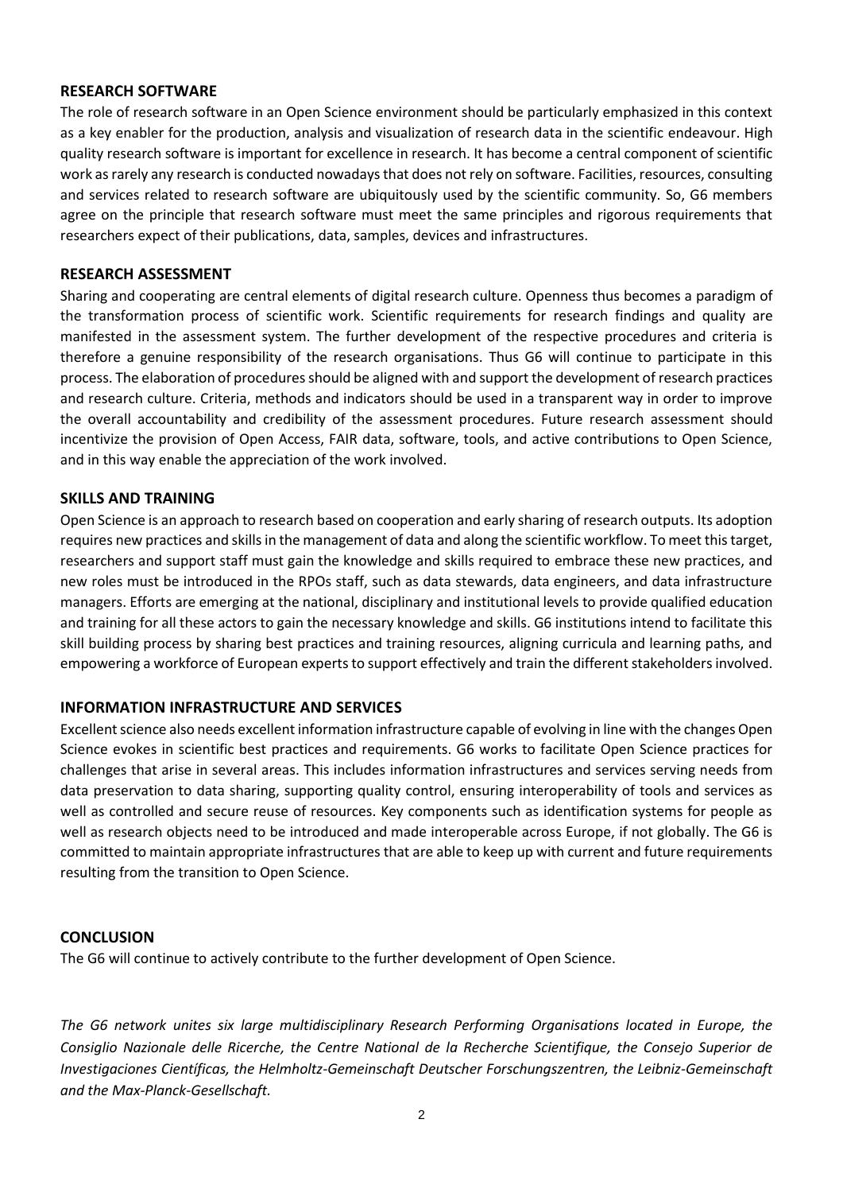## RESEARCH SOFTWARE

The role of research software in an Open Science environment should be particularly emphasized in this context as a key enabler for the production, analysis and visualization of research data in the scientific endeavour. High quality research software is important for excellence in research. It has become a central component of scientific work as rarely any research is conducted nowadays that does not rely on software. Facilities, resources, consulting and services related to research software are ubiquitously used by the scientific community. So, G6 members agree on the principle that research software must meet the same principles and rigorous requirements that researchers expect of their publications, data, samples, devices and infrastructures.

## RESEARCH ASSESSMENT

Sharing and cooperating are central elements of digital research culture. Openness thus becomes a paradigm of the transformation process of scientific work. Scientific requirements for research findings and quality are manifested in the assessment system. The further development of the respective procedures and criteria is therefore a genuine responsibility of the research organisations. Thus G6 will continue to participate in this process. The elaboration of procedures should be aligned with and support the development of research practices and research culture. Criteria, methods and indicators should be used in a transparent way in order to improve the overall accountability and credibility of the assessment procedures. Future research assessment should incentivize the provision of Open Access, FAIR data, software, tools, and active contributions to Open Science, and in this way enable the appreciation of the work involved.

## SKILLS AND TRAINING

Open Science is an approach to research based on cooperation and early sharing of research outputs. Its adoption requires new practices and skills in the management of data and along the scientific workflow. To meet this target, researchers and support staff must gain the knowledge and skills required to embrace these new practices, and new roles must be introduced in the RPOs staff, such as data stewards, data engineers, and data infrastructure managers. Efforts are emerging at the national, disciplinary and institutional levels to provide qualified education and training for all these actors to gain the necessary knowledge and skills. G6 institutions intend to facilitate this skill building process by sharing best practices and training resources, aligning curricula and learning paths, and empowering a workforce of European experts to support effectively and train the different stakeholders involved.

## INFORMATION INFRASTRUCTURE AND SERVICES

Excellent science also needs excellent information infrastructure capable of evolving in line with the changes Open Science evokes in scientific best practices and requirements. G6 works to facilitate Open Science practices for challenges that arise in several areas. This includes information infrastructures and services serving needs from data preservation to data sharing, supporting quality control, ensuring interoperability of tools and services as well as controlled and secure reuse of resources. Key components such as identification systems for people as well as research objects need to be introduced and made interoperable across Europe, if not globally. The G6 is committed to maintain appropriate infrastructures that are able to keep up with current and future requirements resulting from the transition to Open Science.

## CONCLUSION

The G6 will continue to actively contribute to the further development of Open Science.

*The G6 network unites six large multidisciplinary Research Performing Organisations located in Europe, the Consiglio Nazionale delle Ricerche, the Centre National de la Recherche Scientifique, the Consejo Superior de Investigaciones Científicas, the Helmholtz-Gemeinschaft Deutscher Forschungszentren, the Leibniz-Gemeinschaft and the Max-Planck-Gesellschaft.*